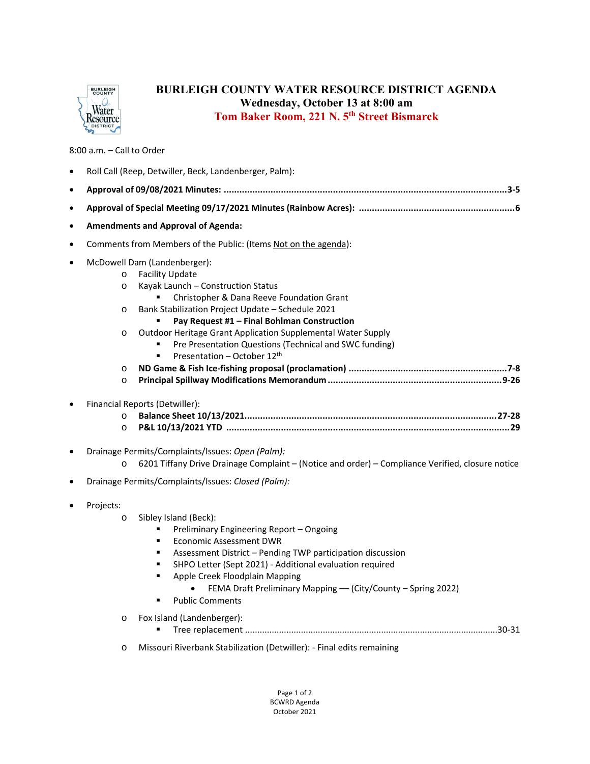# BURLEIGH COUNTY WATER RESOURCE DISTRICT AGENDA

## Wednesday, October 13 at 8:00 am

## Tom Baker Room, 221 N. 5th Street Bismarck

8:00 a.m. – Call to Order

- Roll Call (Reep, Detwiller, Beck, Landenberger, Palm):
- **Approval of 09/08/2021 Minutes: ........................................................................................................3-5**
- **Approval of Special Meeting 09/17/2021 Minutes (Rainbow Acres): .....................................................6**
- **Amendments and Approval of Agenda:**
- Comments from Members of the Public: (Items Not on the agenda):
- McDowell Dam (Landenberger):
  - Facility Update
  - Kayak Launch – Construction Status
    - Christopher & Dana Reeve Foundation Grant
  - Bank Stabilization Project Update – Schedule 2021
    - **Pay Request #1 – Final Bohlman Construction**
  - Outdoor Heritage Grant Application Supplemental Water Supply
    - Pre Presentation Questions (Technical and SWC funding)
    - Presentation – October 12th
  - **ND Game & Fish Ice-fishing proposal (proclamation) ......................................................7-8**
  - **Principal Spillway Modifications Memorandum .............................................................9-26**
- Financial Reports (Detwiller):
  - **Balance Sheet 10/13/2021........................................................................................27-28**
  - **P&L 10/13/2021 YTD .................................................................................................29**
- Drainage Permits/Complaints/Issues: *Open (Palm):*
  - 6201 Tiffany Drive Drainage Complaint – (Notice and order) – Compliance Verified, closure notice
- Drainage Permits/Complaints/Issues: *Closed (Palm):*
- Projects:
  - Sibley Island (Beck):
    - Preliminary Engineering Report – Ongoing
    - Economic Assessment DWR
    - Assessment District – Pending TWP participation discussion
    - SHPO Letter (Sept 2021) - Additional evaluation required
    - Apple Creek Floodplain Mapping
      - FEMA Draft Preliminary Mapping — (City/County – Spring 2022)
    - Public Comments
  - Fox Island (Landenberger):
    - Tree replacement .................................................................................................30-31
  - Missouri Riverbank Stabilization (Detwiller): - Final edits remaining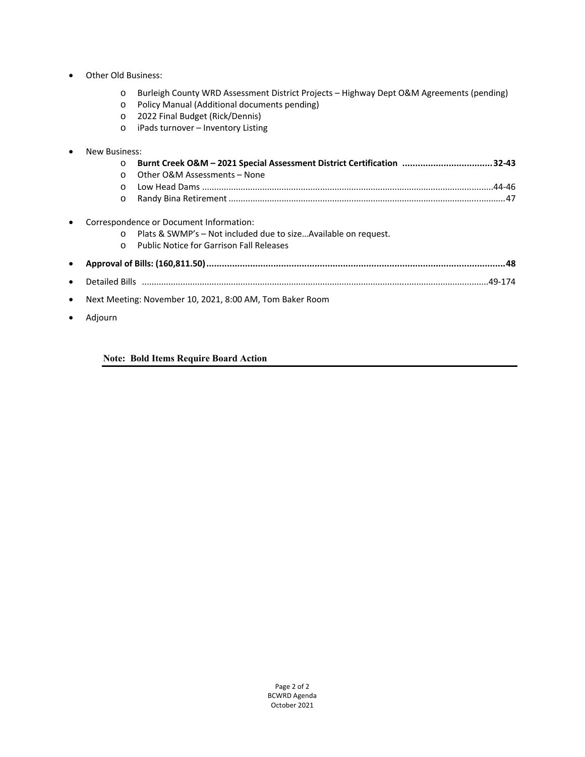- Other Old Business:
  - Burleigh County WRD Assessment District Projects – Highway Dept O&M Agreements (pending)
  - Policy Manual (Additional documents pending)
  - 2022 Final Budget (Rick/Dennis)
  - iPads turnover – Inventory Listing

- New Business:
  - **Burnt Creek O&M – 2021 Special Assessment District Certification .................................. 32-43**
  - Other O&M Assessments – None
  - Low Head Dams ........................................................................................................................44-46
  - Randy Bina Retirement .................................................................................................................47

- Correspondence or Document Information:
  - Plats & SWMP's – Not included due to size…Available on request.
  - Public Notice for Garrison Fall Releases

- **Approval of Bills: (160,811.50).....................................................................................................................48**
- Detailed Bills ..............................................................................................................................................49-174
- Next Meeting: November 10, 2021, 8:00 AM, Tom Baker Room
- Adjourn

**Note: Bold Items Require Board Action**